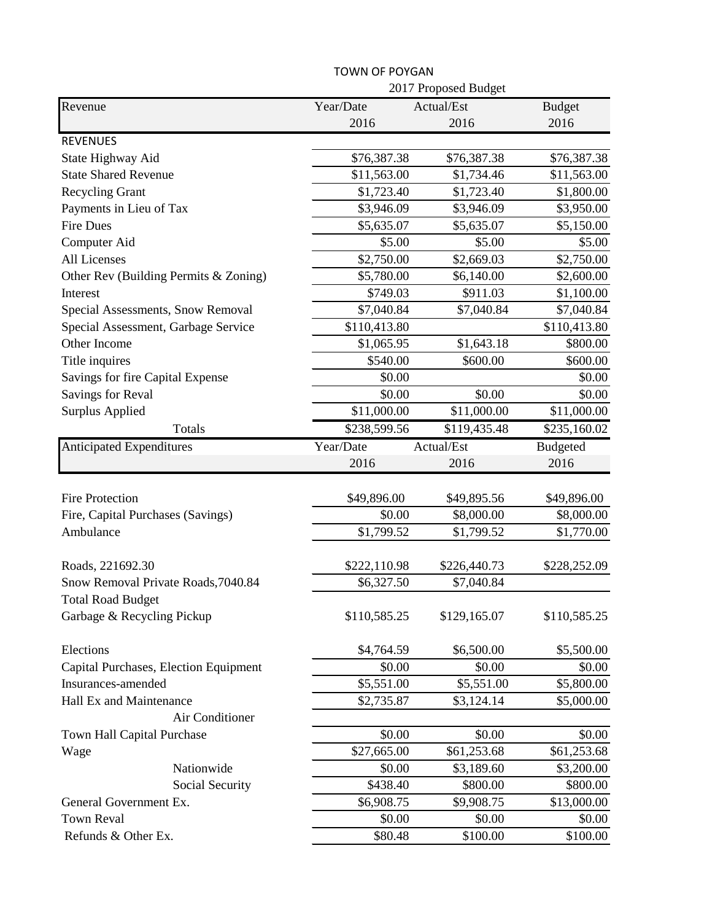TOWN OF POYGAN

2017 Proposed Budget

| Revenue | Year/Date 2016 | Actual/Est 2016 | Budget 2016 |
|---|---|---|---|
| REVENUES | | | |
| State Highway Aid | $76,387.38 | $76,387.38 | $76,387.38 |
| State Shared Revenue | $11,563.00 | $1,734.46 | $11,563.00 |
| Recycling Grant | $1,723.40 | $1,723.40 | $1,800.00 |
| Payments in Lieu of Tax | $3,946.09 | $3,946.09 | $3,950.00 |
| Fire Dues | $5,635.07 | $5,635.07 | $5,150.00 |
| Computer Aid | $5.00 | $5.00 | $5.00 |
| All Licenses | $2,750.00 | $2,669.03 | $2,750.00 |
| Other Rev (Building Permits & Zoning) | $5,780.00 | $6,140.00 | $2,600.00 |
| Interest | $749.03 | $911.03 | $1,100.00 |
| Special Assessments, Snow Removal | $7,040.84 | $7,040.84 | $7,040.84 |
| Special Assessment, Garbage Service | $110,413.80 | | $110,413.80 |
| Other Income | $1,065.95 | $1,643.18 | $800.00 |
| Title inquires | $540.00 | $600.00 | $600.00 |
| Savings for fire Capital Expense | $0.00 | | $0.00 |
| Savings for Reval | $0.00 | $0.00 | $0.00 |
| Surplus Applied | $11,000.00 | $11,000.00 | $11,000.00 |
| Totals | $238,599.56 | $119,435.48 | $235,160.02 |

| Anticipated Expenditures | Year/Date 2016 | Actual/Est 2016 | Budgeted 2016 |
|---|---|---|---|
| Fire Protection | $49,896.00 | $49,895.56 | $49,896.00 |
| Fire, Capital Purchases (Savings) | $0.00 | $8,000.00 | $8,000.00 |
| Ambulance | $1,799.52 | $1,799.52 | $1,770.00 |
| Roads, 221692.30 | $222,110.98 | $226,440.73 | $228,252.09 |
| Snow Removal Private Roads,7040.84 | $6,327.50 | $7,040.84 | |
| Total Road Budget | | | |
| Garbage & Recycling Pickup | $110,585.25 | $129,165.07 | $110,585.25 |
| Elections | $4,764.59 | $6,500.00 | $5,500.00 |
| Capital Purchases, Election Equipment | $0.00 | $0.00 | $0.00 |
| Insurances-amended | $5,551.00 | $5,551.00 | $5,800.00 |
| Hall Ex and Maintenance | $2,735.87 | $3,124.14 | $5,000.00 |
| Air Conditioner | | | |
| Town Hall Capital Purchase | $0.00 | $0.00 | $0.00 |
| Wage | $27,665.00 | $61,253.68 | $61,253.68 |
| Nationwide | $0.00 | $3,189.60 | $3,200.00 |
| Social Security | $438.40 | $800.00 | $800.00 |
| General Government Ex. | $6,908.75 | $9,908.75 | $13,000.00 |
| Town Reval | $0.00 | $0.00 | $0.00 |
| Refunds & Other Ex. | $80.48 | $100.00 | $100.00 |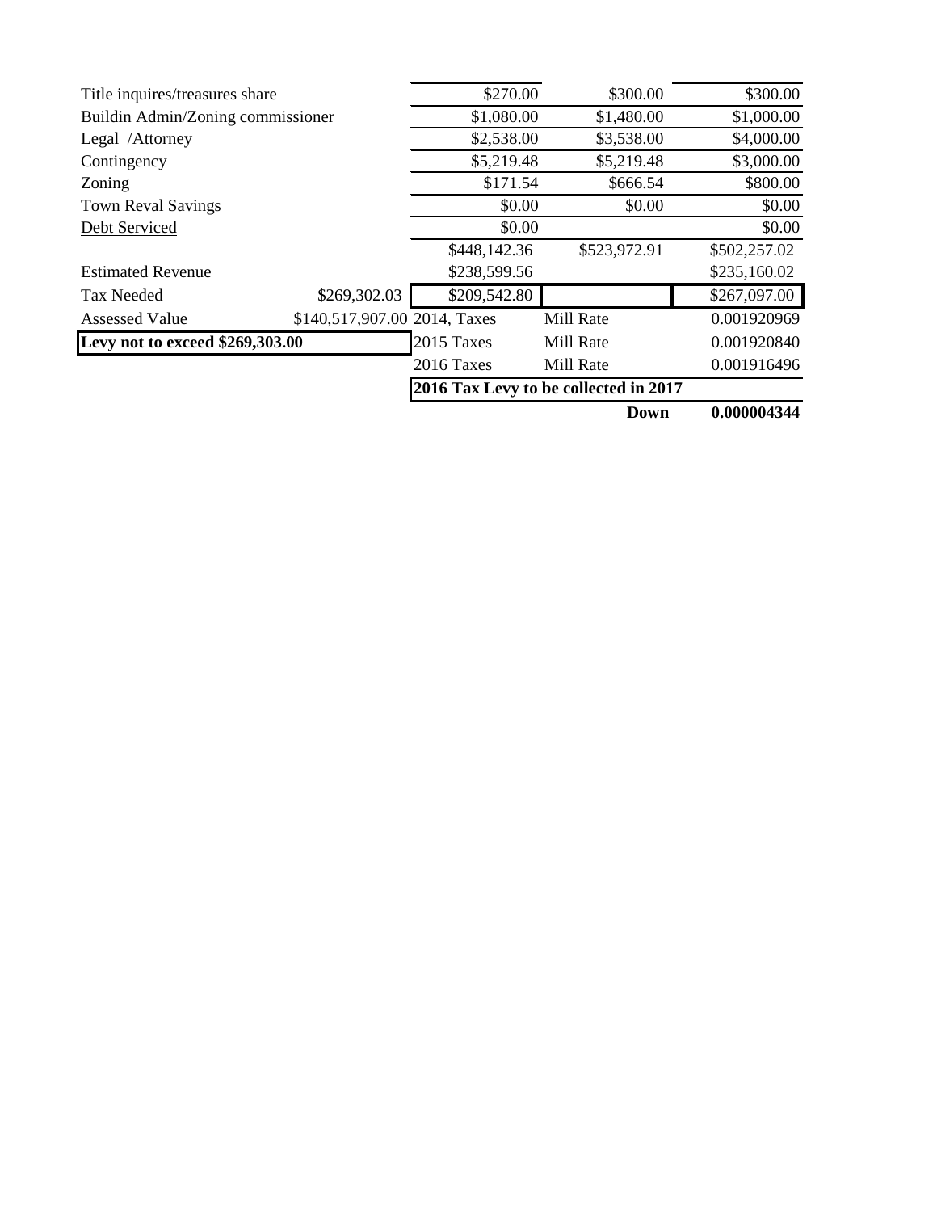| | | | | |
|---|---|---|---|---|
| Title inquires/treasures share | | $270.00 | $300.00 | $300.00 |
| Buildin Admin/Zoning commissioner | | $1,080.00 | $1,480.00 | $1,000.00 |
| Legal /Attorney | | $2,538.00 | $3,538.00 | $4,000.00 |
| Contingency | | $5,219.48 | $5,219.48 | $3,000.00 |
| Zoning | | $171.54 | $666.54 | $800.00 |
| Town Reval Savings | | $0.00 | $0.00 | $0.00 |
| Debt Serviced | | $0.00 | | $0.00 |
| | | $448,142.36 | $523,972.91 | $502,257.02 |
| Estimated Revenue | | $238,599.56 | | $235,160.02 |
| Tax Needed | $269,302.03 | $209,542.80 | | $267,097.00 |
| Assessed Value | $140,517,907.00 | 2014, Taxes | Mill Rate | 0.001920969 |
| **Levy not to exceed $269,303.00** | | 2015 Taxes | Mill Rate | 0.001920840 |
| | | 2016 Taxes | Mill Rate | 0.001916496 |
| | | **2016 Tax Levy to be collected in 2017** | | |
| | | | **Down** | **0.000004344** |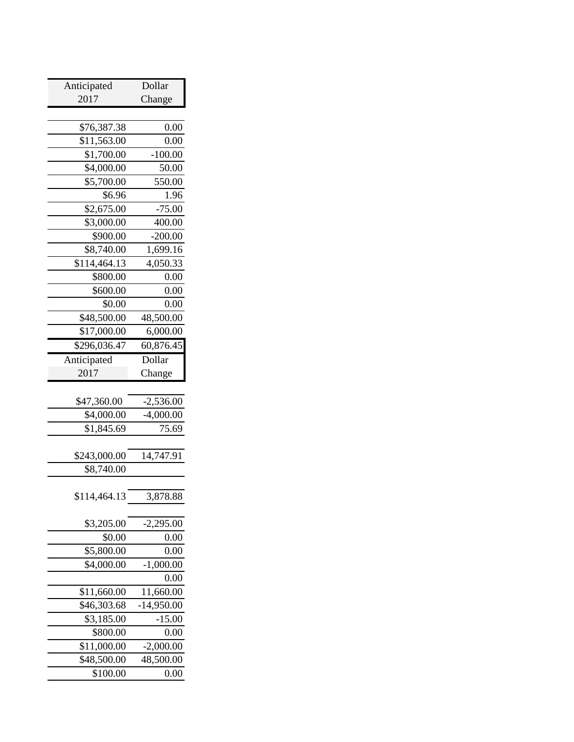| Anticipated 2017 | Dollar Change |
|---|---|
| | |
| $76,387.38 | 0.00 |
| $11,563.00 | 0.00 |
| $1,700.00 | -100.00 |
| $4,000.00 | 50.00 |
| $5,700.00 | 550.00 |
| $6.96 | 1.96 |
| $2,675.00 | -75.00 |
| $3,000.00 | 400.00 |
| $900.00 | -200.00 |
| $8,740.00 | 1,699.16 |
| $114,464.13 | 4,050.33 |
| $800.00 | 0.00 |
| $600.00 | 0.00 |
| $0.00 | 0.00 |
| $48,500.00 | 48,500.00 |
| $17,000.00 | 6,000.00 |
| $296,036.47 | 60,876.45 |

| Anticipated 2017 | Dollar Change |
|---|---|
| | |
| $47,360.00 | -2,536.00 |
| $4,000.00 | -4,000.00 |
| $1,845.69 | 75.69 |
| | |
| $243,000.00 | 14,747.91 |
| $8,740.00 | |
| | |
| $114,464.13 | 3,878.88 |
| | |
| $3,205.00 | -2,295.00 |
| $0.00 | 0.00 |
| $5,800.00 | 0.00 |
| $4,000.00 | -1,000.00 |
| | 0.00 |
| $11,660.00 | 11,660.00 |
| $46,303.68 | -14,950.00 |
| $3,185.00 | -15.00 |
| $800.00 | 0.00 |
| $11,000.00 | -2,000.00 |
| $48,500.00 | 48,500.00 |
| $100.00 | 0.00 |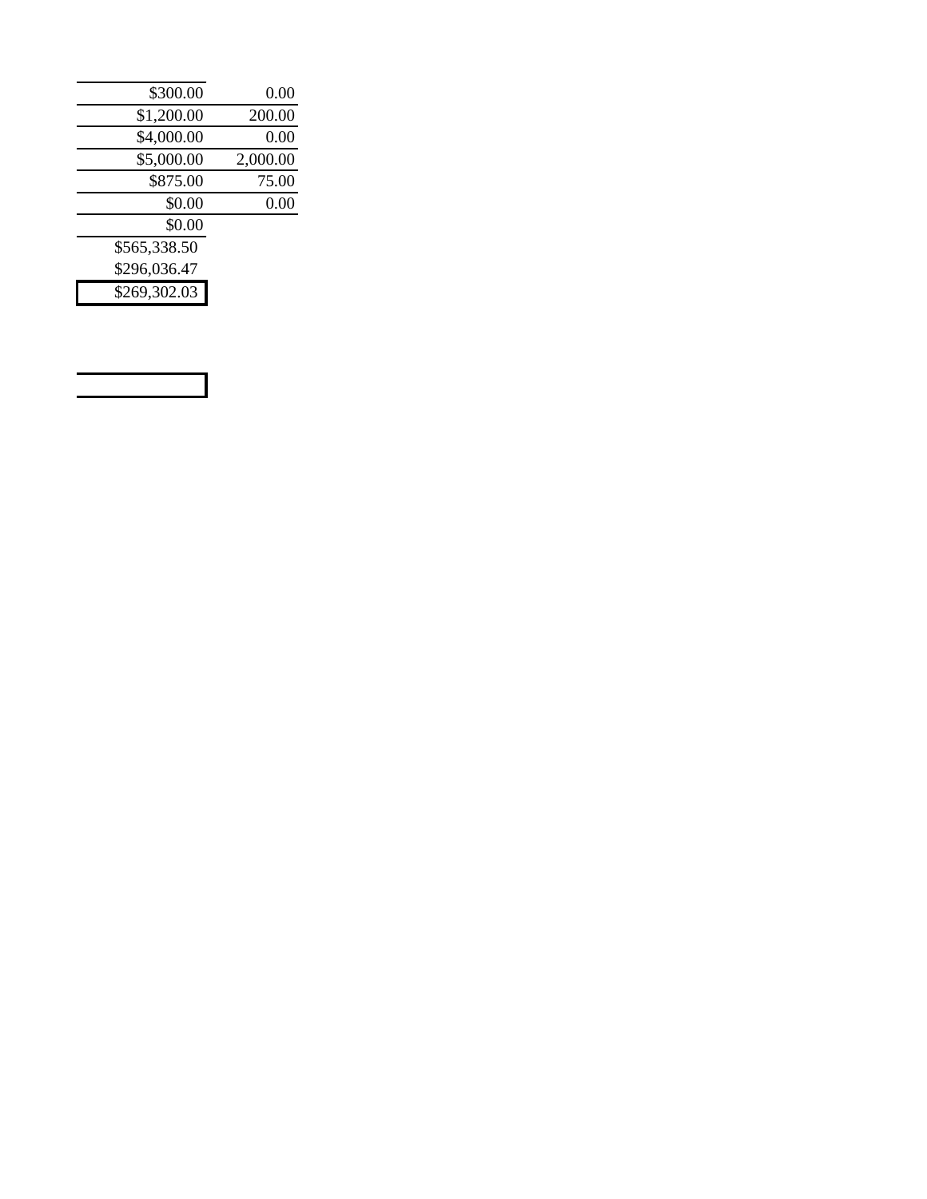| | |
|---|---|
| $300.00 | 0.00 |
| $1,200.00 | 200.00 |
| $4,000.00 | 0.00 |
| $5,000.00 | 2,000.00 |
| $875.00 | 75.00 |
| $0.00 | 0.00 |
| $0.00 | |
| $565,338.50 | |
| $296,036.47 | |
| $269,302.03 | |